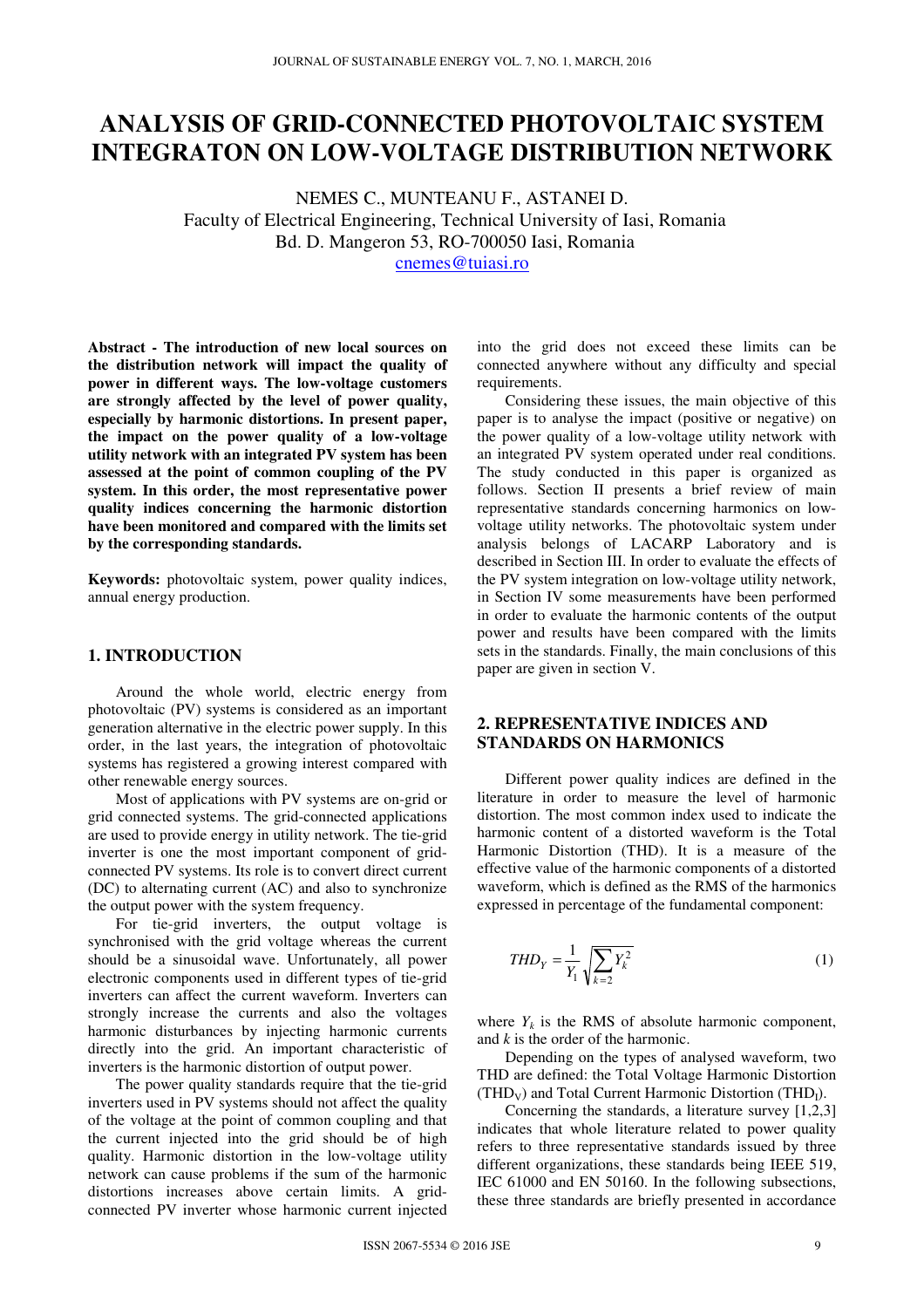# ANALYSIS OF GRID-CONNECTED PHOTOVOLTAIC SYSTEM INTEGRATON ON LOW-VOLTAGE DISTRIBUTION NETWORK

NEMES C., MUNTEANU F., ASTANEI D.
Faculty of Electrical Engineering, Technical University of Iasi, Romania
Bd. D. Mangeron 53, RO-700050 Iasi, Romania
cnemes@tuiasi.ro

**Abstract - The introduction of new local sources on the distribution network will impact the quality of power in different ways. The low-voltage customers are strongly affected by the level of power quality, especially by harmonic distortions. In present paper, the impact on the power quality of a low-voltage utility network with an integrated PV system has been assessed at the point of common coupling of the PV system. In this order, the most representative power quality indices concerning the harmonic distortion have been monitored and compared with the limits set by the corresponding standards.**

**Keywords:** photovoltaic system, power quality indices, annual energy production.

## 1. INTRODUCTION

Around the whole world, electric energy from photovoltaic (PV) systems is considered as an important generation alternative in the electric power supply. In this order, in the last years, the integration of photovoltaic systems has registered a growing interest compared with other renewable energy sources.

Most of applications with PV systems are on-grid or grid connected systems. The grid-connected applications are used to provide energy in utility network. The tie-grid inverter is one the most important component of grid-connected PV systems. Its role is to convert direct current (DC) to alternating current (AC) and also to synchronize the output power with the system frequency.

For tie-grid inverters, the output voltage is synchronised with the grid voltage whereas the current should be a sinusoidal wave. Unfortunately, all power electronic components used in different types of tie-grid inverters can affect the current waveform. Inverters can strongly increase the currents and also the voltages harmonic disturbances by injecting harmonic currents directly into the grid. An important characteristic of inverters is the harmonic distortion of output power.

The power quality standards require that the tie-grid inverters used in PV systems should not affect the quality of the voltage at the point of common coupling and that the current injected into the grid should be of high quality. Harmonic distortion in the low-voltage utility network can cause problems if the sum of the harmonic distortions increases above certain limits. A grid-connected PV inverter whose harmonic current injected into the grid does not exceed these limits can be connected anywhere without any difficulty and special requirements.

Considering these issues, the main objective of this paper is to analyse the impact (positive or negative) on the power quality of a low-voltage utility network with an integrated PV system operated under real conditions. The study conducted in this paper is organized as follows. Section II presents a brief review of main representative standards concerning harmonics on low-voltage utility networks. The photovoltaic system under analysis belongs of LACARP Laboratory and is described in Section III. In order to evaluate the effects of the PV system integration on low-voltage utility network, in Section IV some measurements have been performed in order to evaluate the harmonic contents of the output power and results have been compared with the limits sets in the standards. Finally, the main conclusions of this paper are given in section V.

## 2. REPRESENTATIVE INDICES AND STANDARDS ON HARMONICS

Different power quality indices are defined in the literature in order to measure the level of harmonic distortion. The most common index used to indicate the harmonic content of a distorted waveform is the Total Harmonic Distortion (THD). It is a measure of the effective value of the harmonic components of a distorted waveform, which is defined as the RMS of the harmonics expressed in percentage of the fundamental component:

$$THD_Y = \frac{1}{Y_1}\sqrt{\sum_{k=2} Y_k^2} \quad (1)$$

where $Y_k$ is the RMS of absolute harmonic component, and $k$ is the order of the harmonic.

Depending on the types of analysed waveform, two THD are defined: the Total Voltage Harmonic Distortion ($THD_V$) and Total Current Harmonic Distortion ($THD_I$).

Concerning the standards, a literature survey [1,2,3] indicates that whole literature related to power quality refers to three representative standards issued by three different organizations, these standards being IEEE 519, IEC 61000 and EN 50160. In the following subsections, these three standards are briefly presented in accordance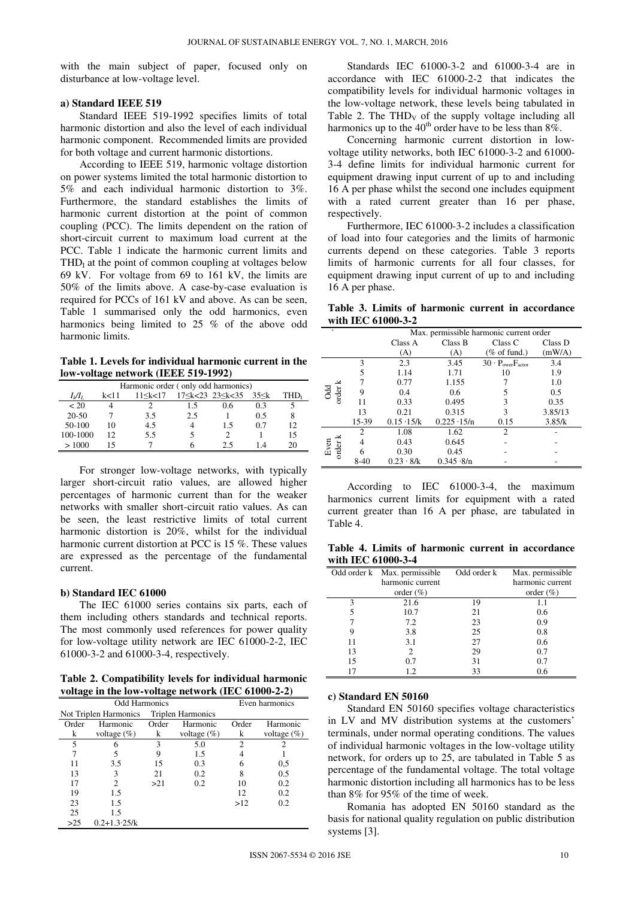with the main subject of paper, focused only on disturbance at low-voltage level.

**a) Standard IEEE 519**

Standard IEEE 519-1992 specifies limits of total harmonic distortion and also the level of each individual harmonic component. Recommended limits are provided for both voltage and current harmonic distortions.

According to IEEE 519, harmonic voltage distortion on power systems limited the total harmonic distortion to 5% and each individual harmonic distortion to 3%. Furthermore, the standard establishes the limits of harmonic current distortion at the point of common coupling (PCC). The limits dependent on the ration of short-circuit current to maximum load current at the PCC. Table 1 indicate the harmonic current limits and $THD_I$ at the point of common coupling at voltages below 69 kV. For voltage from 69 to 161 kV, the limits are 50% of the limits above. A case-by-case evaluation is required for PCCs of 161 kV and above. As can be seen, Table 1 summarised only the odd harmonics, even harmonics being limited to 25 % of the above odd harmonic limits.

**Table 1. Levels for individual harmonic current in the low-voltage network (IEEE 519-1992)**

| Harmonic order ( only odd harmonics) | | | | | | |
|---|---|---|---|---|---|---|
| $I_s/I_L$ | k<11 | 11≤k<17 | 17≤k<23 | 23≤k<35 | 35≤k | $THD_I$ |
| < 20 | 4 | 2 | 1.5 | 0.6 | 0.3 | 5 |
| 20-50 | 7 | 3.5 | 2.5 | 1 | 0.5 | 8 |
| 50-100 | 10 | 4.5 | 4 | 1.5 | 0.7 | 12 |
| 100-1000 | 12 | 5.5 | 5 | 2 | 1 | 15 |
| > 1000 | 15 | 7 | 6 | 2.5 | 1.4 | 20 |

For stronger low-voltage networks, with typically larger short-circuit ratio values, are allowed higher percentages of harmonic current than for the weaker networks with smaller short-circuit ratio values. As can be seen, the least restrictive limits of total current harmonic distortion is 20%, whilst for the individual harmonic current distortion at PCC is 15 %. These values are expressed as the percentage of the fundamental current.

**b) Standard IEC 61000**

The IEC 61000 series contains six parts, each of them including others standards and technical reports. The most commonly used references for power quality for low-voltage utility network are IEC 61000-2-2, IEC 61000-3-2 and 61000-3-4, respectively.

**Table 2. Compatibility levels for individual harmonic voltage in the low-voltage network (IEC 61000-2-2)**

| Odd Harmonics | | | | Even harmonics | |
|---|---|---|---|---|---|
| Not Triplen Harmonics | | Triplen Harmonics | | | |
| Order k | Harmonic voltage (%) | Order k | Harmonic voltage (%) | Order k | Harmonic voltage (%) |
| 5 | 6 | 3 | 5.0 | 2 | 2 |
| 7 | 5 | 9 | 1.5 | 4 | 1 |
| 11 | 3.5 | 15 | 0.3 | 6 | 0,5 |
| 13 | 3 | 21 | 0.2 | 8 | 0.5 |
| 17 | 2 | >21 | 0.2 | 10 | 0.2 |
| 19 | 1.5 | | | 12 | 0.2 |
| 23 | 1.5 | | | >12 | 0.2 |
| 25 | 1.5 | | | | |
| >25 | $0.2+1.3\cdot25/k$ | | | | |

Standards IEC 61000-3-2 and 61000-3-4 are in accordance with IEC 61000-2-2 that indicates the compatibility levels for individual harmonic voltages in the low-voltage network, these levels being tabulated in Table 2. The $THD_V$ of the supply voltage including all harmonics up to the $40^{th}$ order have to be less than 8%.

Concerning harmonic current distortion in low-voltage utility networks, both IEC 61000-3-2 and 61000-3-4 define limits for individual harmonic current for equipment drawing input current of up to and including 16 A per phase whilst the second one includes equipment with a rated current greater than 16 per phase, respectively.

Furthermore, IEC 61000-3-2 includes a classification of load into four categories and the limits of harmonic currents depend on these categories. Table 3 reports limits of harmonic currents for all four classes, for equipment drawing input current of up to and including 16 A per phase.

**Table 3. Limits of harmonic current in accordance with IEC 61000-3-2**

| | | Max. permissible harmonic current order | | | |
|---|---|---|---|---|---|
| | | Class A (A) | Class B (A) | Class C (% of fund.) | Class D (mW/A) |
| Odd order k | 3 | 2.3 | 3.45 | $30 \cdot P_{ower}F_{actor}$ | 3.4 |
| | 5 | 1.14 | 1.71 | 10 | 1.9 |
| | 7 | 0.77 | 1.155 | 7 | 1.0 |
| | 9 | 0.4 | 0.6 | 5 | 0.5 |
| | 11 | 0.33 | 0.495 | 3 | 0.35 |
| | 13 | 0.21 | 0.315 | 3 | 3.85/13 |
| | 15-39 | $0.15 \cdot 15/k$ | $0.225 \cdot 15/n$ | 0.15 | 3.85/k |
| Even order k | 2 | 1.08 | 1.62 | 2 | - |
| | 4 | 0.43 | 0.645 | - | - |
| | 6 | 0.30 | 0.45 | - | - |
| | 8-40 | $0.23 \cdot 8/k$ | $0.345 \cdot 8/n$ | - | - |

According to IEC 61000-3-4, the maximum harmonics current limits for equipment with a rated current greater than 16 A per phase, are tabulated in Table 4.

**Table 4. Limits of harmonic current in accordance with IEC 61000-3-4**

| Odd order k | Max. permissible harmonic current order (%) | Odd order k | Max. permissible harmonic current order (%) |
|---|---|---|---|
| 3 | 21.6 | 19 | 1.1 |
| 5 | 10.7 | 21 | 0.6 |
| 7 | 7.2 | 23 | 0.9 |
| 9 | 3.8 | 25 | 0.8 |
| 11 | 3.1 | 27 | 0.6 |
| 13 | 2 | 29 | 0.7 |
| 15 | 0.7 | 31 | 0.7 |
| 17 | 1.2 | 33 | 0.6 |

**c) Standard EN 50160**

Standard EN 50160 specifies voltage characteristics in LV and MV distribution systems at the customers' terminals, under normal operating conditions. The values of individual harmonic voltages in the low-voltage utility network, for orders up to 25, are tabulated in Table 5 as percentage of the fundamental voltage. The total voltage harmonic distortion including all harmonics has to be less than 8% for 95% of the time of week.

Romania has adopted EN 50160 standard as the basis for national quality regulation on public distribution systems [3].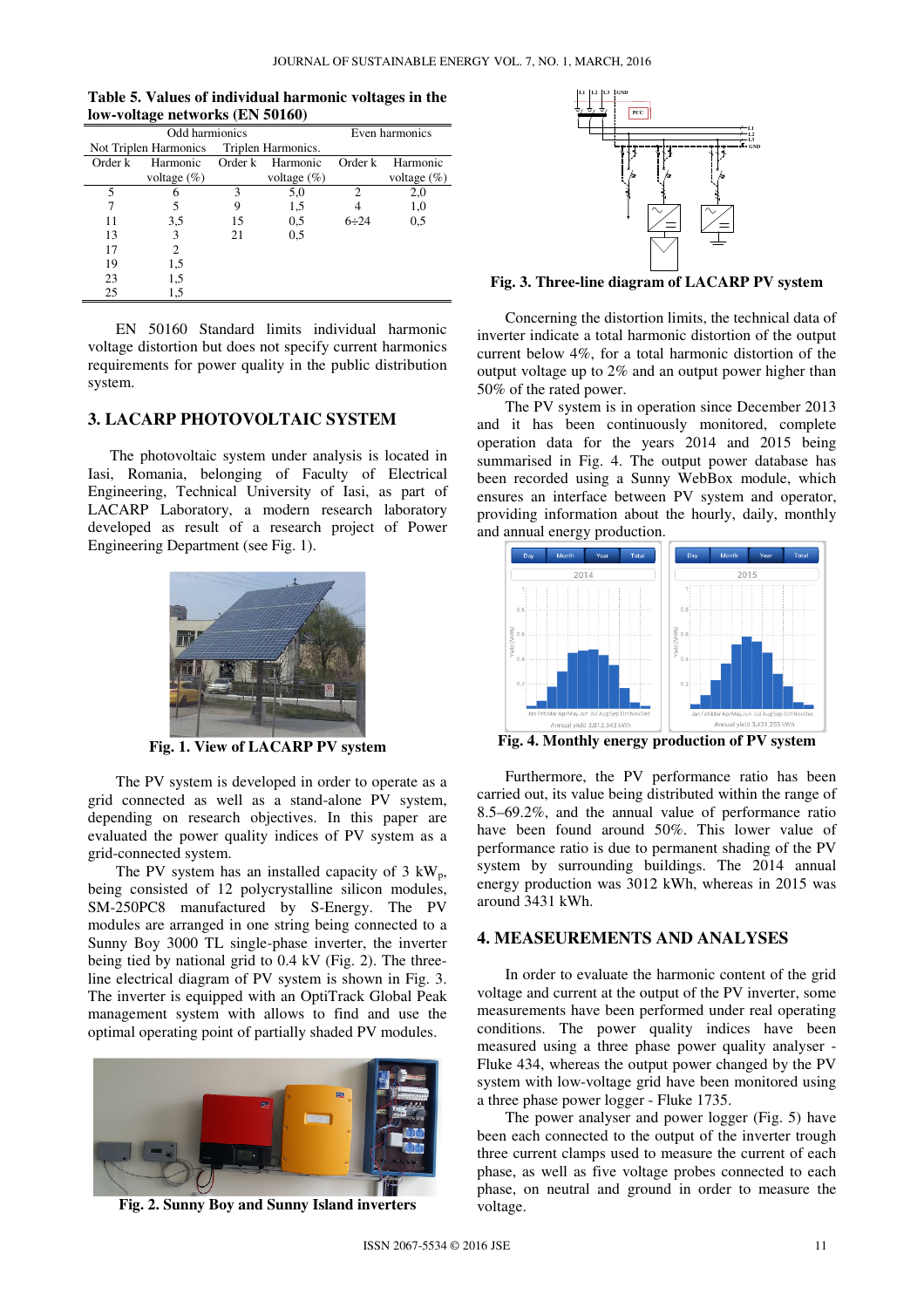**Table 5. Values of individual harmonic voltages in the low-voltage networks (EN 50160)**

| Odd harmionics | | | | Even harmonics | |
|---|---|---|---|---|---|
| Not Triplen Harmonics | | Triplen Harmonics. | | | |
| Order k | Harmonic voltage (%) | Order k | Harmonic voltage (%) | Order k | Harmonic voltage (%) |
| 5 | 6 | 3 | 5,0 | 2 | 2,0 |
| 7 | 5 | 9 | 1,5 | 4 | 1,0 |
| 11 | 3,5 | 15 | 0,5 | 6÷24 | 0,5 |
| 13 | 3 | 21 | 0,5 | | |
| 17 | 2 | | | | |
| 19 | 1,5 | | | | |
| 23 | 1,5 | | | | |
| 25 | 1,5 | | | | |

EN 50160 Standard limits individual harmonic voltage distortion but does not specify current harmonics requirements for power quality in the public distribution system.

## 3. LACARP PHOTOVOLTAIC SYSTEM

The photovoltaic system under analysis is located in Iasi, Romania, belonging of Faculty of Electrical Engineering, Technical University of Iasi, as part of LACARP Laboratory, a modern research laboratory developed as result of a research project of Power Engineering Department (see Fig. 1).

**Fig. 1. View of LACARP PV system**

The PV system is developed in order to operate as a grid connected as well as a stand-alone PV system, depending on research objectives. In this paper are evaluated the power quality indices of PV system as a grid-connected system.

The PV system has an installed capacity of 3 $kW_p$, being consisted of 12 polycrystalline silicon modules, SM-250PC8 manufactured by S-Energy. The PV modules are arranged in one string being connected to a Sunny Boy 3000 TL single-phase inverter, the inverter being tied by national grid to 0.4 kV (Fig. 2). The three-line electrical diagram of PV system is shown in Fig. 3. The inverter is equipped with an OptiTrack Global Peak management system with allows to find and use the optimal operating point of partially shaded PV modules.

**Fig. 2. Sunny Boy and Sunny Island inverters**

**Fig. 3. Three-line diagram of LACARP PV system**

Concerning the distortion limits, the technical data of inverter indicate a total harmonic distortion of the output current below 4%, for a total harmonic distortion of the output voltage up to 2% and an output power higher than 50% of the rated power.

The PV system is in operation since December 2013 and it has been continuously monitored, complete operation data for the years 2014 and 2015 being summarised in Fig. 4. The output power database has been recorded using a Sunny WebBox module, which ensures an interface between PV system and operator, providing information about the hourly, daily, monthly and annual energy production.

**Fig. 4. Monthly energy production of PV system**

Furthermore, the PV performance ratio has been carried out, its value being distributed within the range of 8.5–69.2%, and the annual value of performance ratio have been found around 50%. This lower value of performance ratio is due to permanent shading of the PV system by surrounding buildings. The 2014 annual energy production was 3012 kWh, whereas in 2015 was around 3431 kWh.

## 4. MEASEUREMENTS AND ANALYSES

In order to evaluate the harmonic content of the grid voltage and current at the output of the PV inverter, some measurements have been performed under real operating conditions. The power quality indices have been measured using a three phase power quality analyser - Fluke 434, whereas the output power changed by the PV system with low-voltage grid have been monitored using a three phase power logger - Fluke 1735.

The power analyser and power logger (Fig. 5) have been each connected to the output of the inverter trough three current clamps used to measure the current of each phase, as well as five voltage probes connected to each phase, on neutral and ground in order to measure the voltage.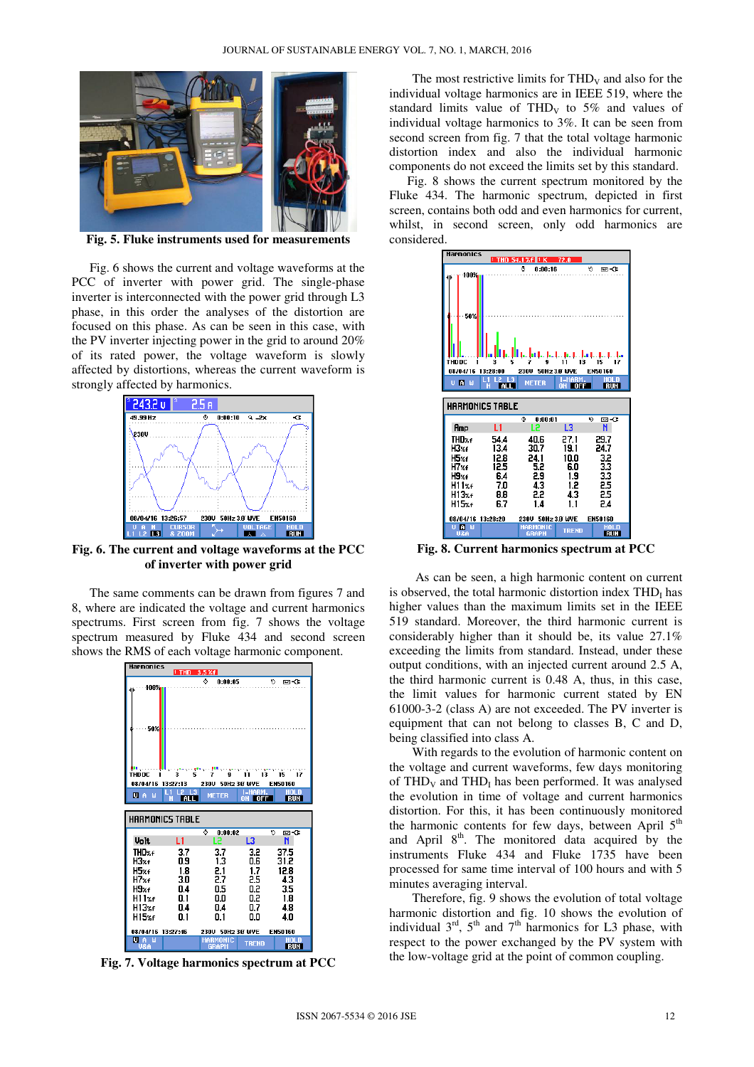Fig. 5. Fluke instruments used for measurements

Fig. 6 shows the current and voltage waveforms at the PCC of inverter with power grid. The single-phase inverter is interconnected with the power grid through L3 phase, in this order the analyses of the distortion are focused on this phase. As can be seen in this case, with the PV inverter injecting power in the grid to around 20% of its rated power, the voltage waveform is slowly affected by distortions, whereas the current waveform is strongly affected by harmonics.

Fig. 6. The current and voltage waveforms at the PCC of inverter with power grid

The same comments can be drawn from figures 7 and 8, where are indicated the voltage and current harmonics spectrums. First screen from fig. 7 shows the voltage spectrum measured by Fluke 434 and second screen shows the RMS of each voltage harmonic component.

Fig. 7. Voltage harmonics spectrum at PCC

The most restrictive limits for $THD_V$ and also for the individual voltage harmonics are in IEEE 519, where the standard limits value of $THD_V$ to 5% and values of individual voltage harmonics to 3%. It can be seen from second screen from fig. 7 that the total voltage harmonic distortion index and also the individual harmonic components do not exceed the limits set by this standard.

Fig. 8 shows the current spectrum monitored by the Fluke 434. The harmonic spectrum, depicted in first screen, contains both odd and even harmonics for current, whilst, in second screen, only odd harmonics are considered.

Fig. 8. Current harmonics spectrum at PCC

As can be seen, a high harmonic content on current is observed, the total harmonic distortion index $THD_I$ has higher values than the maximum limits set in the IEEE 519 standard. Moreover, the third harmonic current is considerably higher than it should be, its value 27.1% exceeding the limits from standard. Instead, under these output conditions, with an injected current around 2.5 A, the third harmonic current is 0.48 A, thus, in this case, the limit values for harmonic current stated by EN 61000-3-2 (class A) are not exceeded. The PV inverter is equipment that can not belong to classes B, C and D, being classified into class A.

With regards to the evolution of harmonic content on the voltage and current waveforms, few days monitoring of $THD_V$ and $THD_I$ has been performed. It was analysed the evolution in time of voltage and current harmonics distortion. For this, it has been continuously monitored the harmonic contents for few days, between April 5th and April 8th. The monitored data acquired by the instruments Fluke 434 and Fluke 1735 have been processed for same time interval of 100 hours and with 5 minutes averaging interval.

Therefore, fig. 9 shows the evolution of total voltage harmonic distortion and fig. 10 shows the evolution of individual 3rd, 5th and 7th harmonics for L3 phase, with respect to the power exchanged by the PV system with the low-voltage grid at the point of common coupling.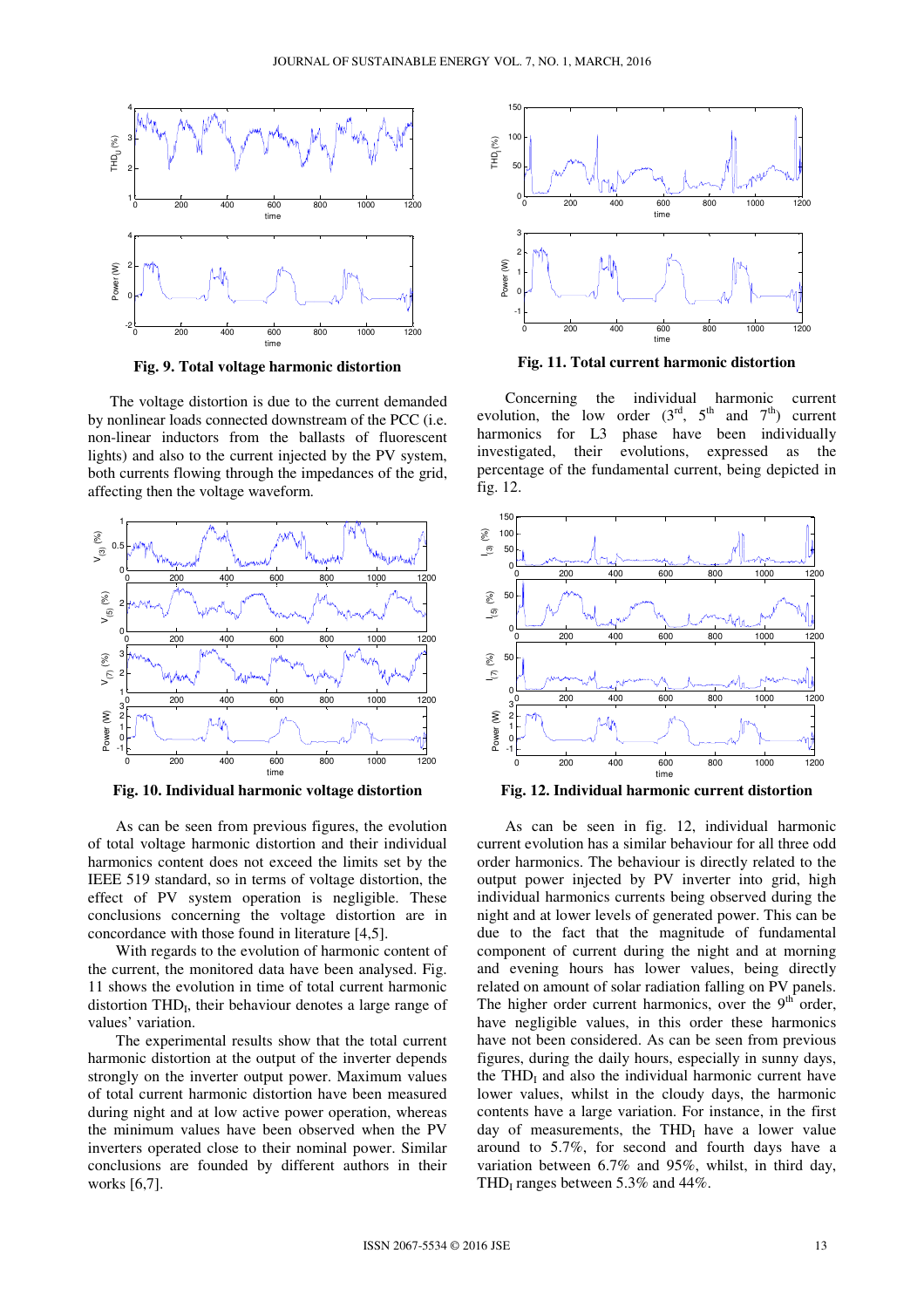Fig. 9. Total voltage harmonic distortion

The voltage distortion is due to the current demanded by nonlinear loads connected downstream of the PCC (i.e. non-linear inductors from the ballasts of fluorescent lights) and also to the current injected by the PV system, both currents flowing through the impedances of the grid, affecting then the voltage waveform.

Fig. 10. Individual harmonic voltage distortion

As can be seen from previous figures, the evolution of total voltage harmonic distortion and their individual harmonics content does not exceed the limits set by the IEEE 519 standard, so in terms of voltage distortion, the effect of PV system operation is negligible. These conclusions concerning the voltage distortion are in concordance with those found in literature [4,5].

With regards to the evolution of harmonic content of the current, the monitored data have been analysed. Fig. 11 shows the evolution in time of total current harmonic distortion $THD_I$, their behaviour denotes a large range of values' variation.

The experimental results show that the total current harmonic distortion at the output of the inverter depends strongly on the inverter output power. Maximum values of total current harmonic distortion have been measured during night and at low active power operation, whereas the minimum values have been observed when the PV inverters operated close to their nominal power. Similar conclusions are founded by different authors in their works [6,7].

Fig. 11. Total current harmonic distortion

Concerning the individual harmonic current evolution, the low order ($3^{rd}$, $5^{th}$ and $7^{th}$) current harmonics for L3 phase have been individually investigated, their evolutions, expressed as the percentage of the fundamental current, being depicted in fig. 12.

Fig. 12. Individual harmonic current distortion

As can be seen in fig. 12, individual harmonic current evolution has a similar behaviour for all three odd order harmonics. The behaviour is directly related to the output power injected by PV inverter into grid, high individual harmonics currents being observed during the night and at lower levels of generated power. This can be due to the fact that the magnitude of fundamental component of current during the night and at morning and evening hours has lower values, being directly related on amount of solar radiation falling on PV panels. The higher order current harmonics, over the $9^{th}$ order, have negligible values, in this order these harmonics have not been considered. As can be seen from previous figures, during the daily hours, especially in sunny days, the $THD_I$ and also the individual harmonic current have lower values, whilst in the cloudy days, the harmonic contents have a large variation. For instance, in the first day of measurements, the $THD_I$ have a lower value around to 5.7%, for second and fourth days have a variation between 6.7% and 95%, whilst, in third day, $THD_I$ ranges between 5.3% and 44%.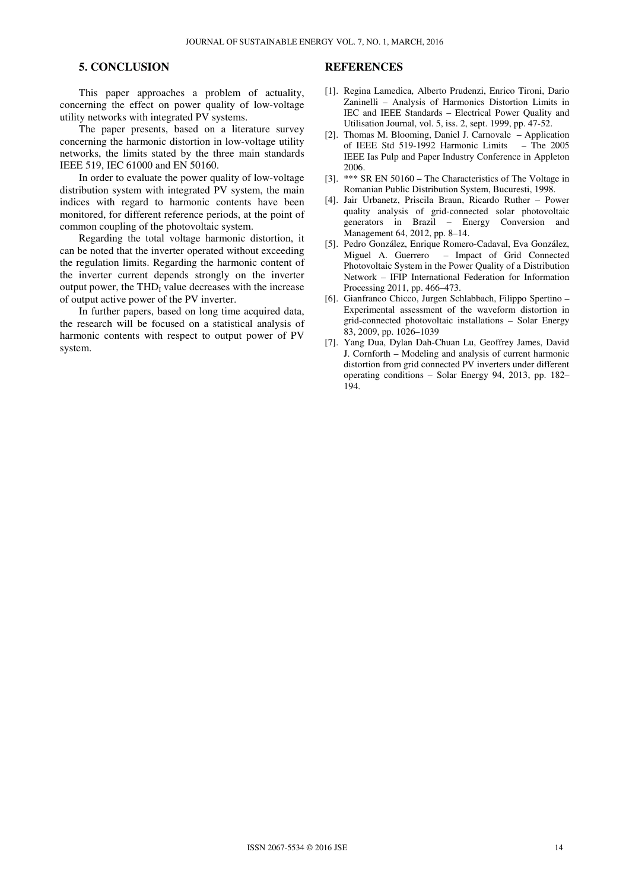## 5. CONCLUSION

This paper approaches a problem of actuality, concerning the effect on power quality of low-voltage utility networks with integrated PV systems.

The paper presents, based on a literature survey concerning the harmonic distortion in low-voltage utility networks, the limits stated by the three main standards IEEE 519, IEC 61000 and EN 50160.

In order to evaluate the power quality of low-voltage distribution system with integrated PV system, the main indices with regard to harmonic contents have been monitored, for different reference periods, at the point of common coupling of the photovoltaic system.

Regarding the total voltage harmonic distortion, it can be noted that the inverter operated without exceeding the regulation limits. Regarding the harmonic content of the inverter current depends strongly on the inverter output power, the $THD_I$ value decreases with the increase of output active power of the PV inverter.

In further papers, based on long time acquired data, the research will be focused on a statistical analysis of harmonic contents with respect to output power of PV system.

## REFERENCES

[1]. Regina Lamedica, Alberto Prudenzi, Enrico Tironi, Dario Zaninelli – Analysis of Harmonics Distortion Limits in IEC and IEEE Standards – Electrical Power Quality and Utilisation Journal, vol. 5, iss. 2, sept. 1999, pp. 47-52.

[2]. Thomas M. Blooming, Daniel J. Carnovale – Application of IEEE Std 519-1992 Harmonic Limits – The 2005 IEEE Ias Pulp and Paper Industry Conference in Appleton 2006.

[3]. *** SR EN 50160 – The Characteristics of The Voltage in Romanian Public Distribution System, Bucuresti, 1998.

[4]. Jair Urbanetz, Priscila Braun, Ricardo Ruther – Power quality analysis of grid-connected solar photovoltaic generators in Brazil – Energy Conversion and Management 64, 2012, pp. 8–14.

[5]. Pedro González, Enrique Romero-Cadaval, Eva González, Miguel A. Guerrero – Impact of Grid Connected Photovoltaic System in the Power Quality of a Distribution Network – IFIP International Federation for Information Processing 2011, pp. 466–473.

[6]. Gianfranco Chicco, Jurgen Schlabbach, Filippo Spertino – Experimental assessment of the waveform distortion in grid-connected photovoltaic installations – Solar Energy 83, 2009, pp. 1026–1039

[7]. Yang Dua, Dylan Dah-Chuan Lu, Geoffrey James, David J. Cornforth – Modeling and analysis of current harmonic distortion from grid connected PV inverters under different operating conditions – Solar Energy 94, 2013, pp. 182–194.